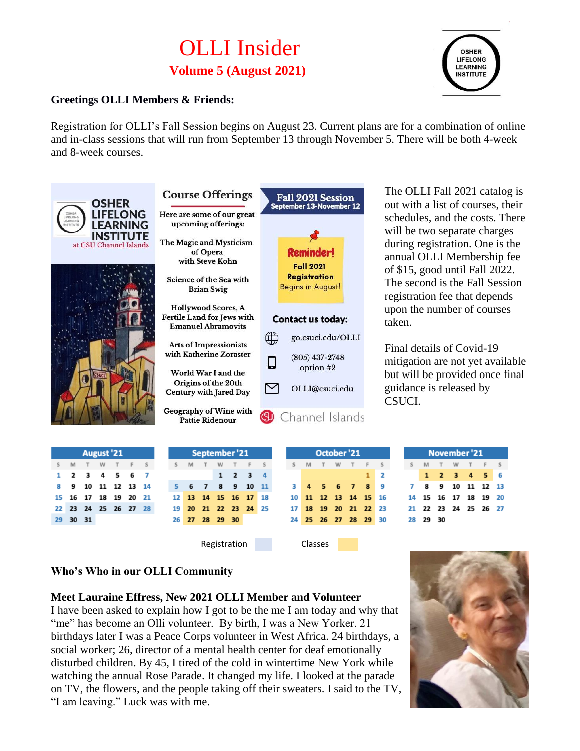# OLLI Insider

## Volume 5 (August 2021)

**Greetings OLLI Members & Friends:**

Registration for OLLI's Fall Session begins on August 23. Current plans are for a combination of online and in-class sessions that will run from September 13 through November 5. There will be both 4-week and 8-week courses.

OSHER LIFELONG LEARNING INSTITUTE at CSU Channel Islands

### Course Offerings

Here are some of our great upcoming offerings:

- The Magic and Mysticism of Opera with Steve Kohn
- Science of the Sea with Brian Swig
- Hollywood Scores, A Fertile Land for Jews with Emanuel Abramovits
- Arts of Impressionists with Katherine Zoraster
- World War I and the Origins of the 20th Century with Jared Day
- Geography of Wine with Pattie Ridenour

**Fall 2021 Session**
September 13-November 12

**Reminder!**
Fall 2021 Registration Begins in August!

**Contact us today:**

- go.csuci.edu/OLLI
- (805) 437-2748 option #2
- OLLI@csuci.edu

Channel Islands

The OLLI Fall 2021 catalog is out with a list of courses, their schedules, and the costs. There will be two separate charges during registration. One is the annual OLLI Membership fee of $15, good until Fall 2022. The second is the Fall Session registration fee that depends upon the number of courses taken.

Final details of Covid-19 mitigation are not yet available but will be provided once final guidance is released by CSUCI.

**August '21**

| S | M | T | W | T | F | S |
|---|---|---|---|---|---|---|
| 1 | 2 | 3 | 4 | 5 | 6 | 7 |
| 8 | 9 | 10 | 11 | 12 | 13 | 14 |
| 15 | 16 | 17 | 18 | 19 | 20 | 21 |
| 22 | 23 | 24 | 25 | 26 | 27 | 28 |
| 29 | 30 | 31 | | | | |

**September '21**

| S | M | T | W | T | F | S |
|---|---|---|---|---|---|---|
| | | | 1 | 2 | 3 | 4 |
| 5 | 6 | 7 | 8 | 9 | 10 | 11 |
| 12 | 13 | 14 | 15 | 16 | 17 | 18 |
| 19 | 20 | 21 | 22 | 23 | 24 | 25 |
| 26 | 27 | 28 | 29 | 30 | | |

**October '21**

| S | M | T | W | T | F | S |
|---|---|---|---|---|---|---|
| | | | | | 1 | 2 |
| 3 | 4 | 5 | 6 | 7 | 8 | 9 |
| 10 | 11 | 12 | 13 | 14 | 15 | 16 |
| 17 | 18 | 19 | 20 | 21 | 22 | 23 |
| 24 | 25 | 26 | 27 | 28 | 29 | 30 |

**November '21**

| S | M | T | W | T | F | S |
|---|---|---|---|---|---|---|
| | 1 | 2 | 3 | 4 | 5 | 6 |
| 7 | 8 | 9 | 10 | 11 | 12 | 13 |
| 14 | 15 | 16 | 17 | 18 | 19 | 20 |
| 21 | 22 | 23 | 24 | 25 | 26 | 27 |
| 28 | 29 | 30 | | | | |

Registration | Classes

## Who's Who in our OLLI Community

### Meet Lauraine Effress, New 2021 OLLI Member and Volunteer

I have been asked to explain how I got to be the me I am today and why that "me" has become an Olli volunteer. By birth, I was a New Yorker. 21 birthdays later I was a Peace Corps volunteer in West Africa. 24 birthdays, a social worker; 26, director of a mental health center for deaf emotionally disturbed children. By 45, I tired of the cold in wintertime New York while watching the annual Rose Parade. It changed my life. I looked at the parade on TV, the flowers, and the people taking off their sweaters. I said to the TV, "I am leaving." Luck was with me.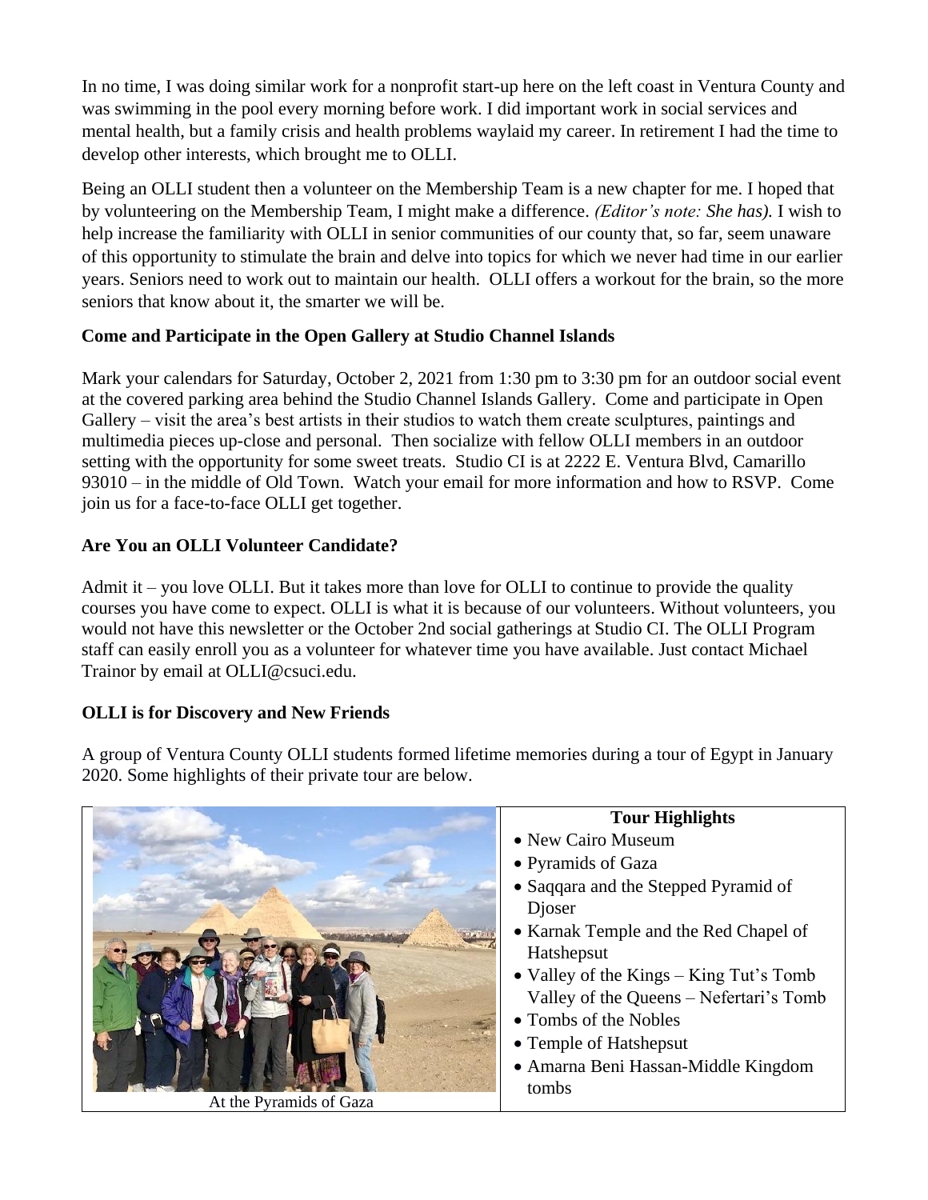In no time, I was doing similar work for a nonprofit start-up here on the left coast in Ventura County and was swimming in the pool every morning before work. I did important work in social services and mental health, but a family crisis and health problems waylaid my career. In retirement I had the time to develop other interests, which brought me to OLLI.

Being an OLLI student then a volunteer on the Membership Team is a new chapter for me. I hoped that by volunteering on the Membership Team, I might make a difference. *(Editor's note: She has).* I wish to help increase the familiarity with OLLI in senior communities of our county that, so far, seem unaware of this opportunity to stimulate the brain and delve into topics for which we never had time in our earlier years. Seniors need to work out to maintain our health. OLLI offers a workout for the brain, so the more seniors that know about it, the smarter we will be.

**Come and Participate in the Open Gallery at Studio Channel Islands**

Mark your calendars for Saturday, October 2, 2021 from 1:30 pm to 3:30 pm for an outdoor social event at the covered parking area behind the Studio Channel Islands Gallery. Come and participate in Open Gallery – visit the area's best artists in their studios to watch them create sculptures, paintings and multimedia pieces up-close and personal. Then socialize with fellow OLLI members in an outdoor setting with the opportunity for some sweet treats. Studio CI is at 2222 E. Ventura Blvd, Camarillo 93010 – in the middle of Old Town. Watch your email for more information and how to RSVP. Come join us for a face-to-face OLLI get together.

**Are You an OLLI Volunteer Candidate?**

Admit it – you love OLLI. But it takes more than love for OLLI to continue to provide the quality courses you have come to expect. OLLI is what it is because of our volunteers. Without volunteers, you would not have this newsletter or the October 2nd social gatherings at Studio CI. The OLLI Program staff can easily enroll you as a volunteer for whatever time you have available. Just contact Michael Trainor by email at OLLI@csuci.edu.

**OLLI is for Discovery and New Friends**

A group of Ventura County OLLI students formed lifetime memories during a tour of Egypt in January 2020. Some highlights of their private tour are below.

At the Pyramids of Gaza

**Tour Highlights**

- New Cairo Museum
- Pyramids of Gaza
- Saqqara and the Stepped Pyramid of Djoser
- Karnak Temple and the Red Chapel of Hatshepsut
- Valley of the Kings – King Tut's Tomb Valley of the Queens – Nefertari's Tomb
- Tombs of the Nobles
- Temple of Hatshepsut
- Amarna Beni Hassan-Middle Kingdom tombs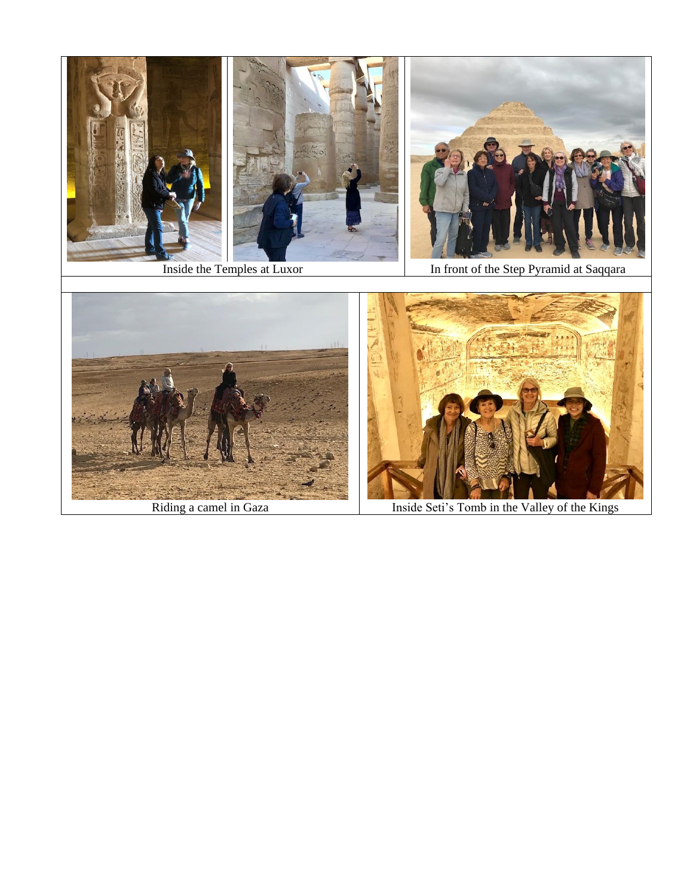Inside the Temples at Luxor

In front of the Step Pyramid at Saqqara

Riding a camel in Gaza

Inside Seti's Tomb in the Valley of the Kings